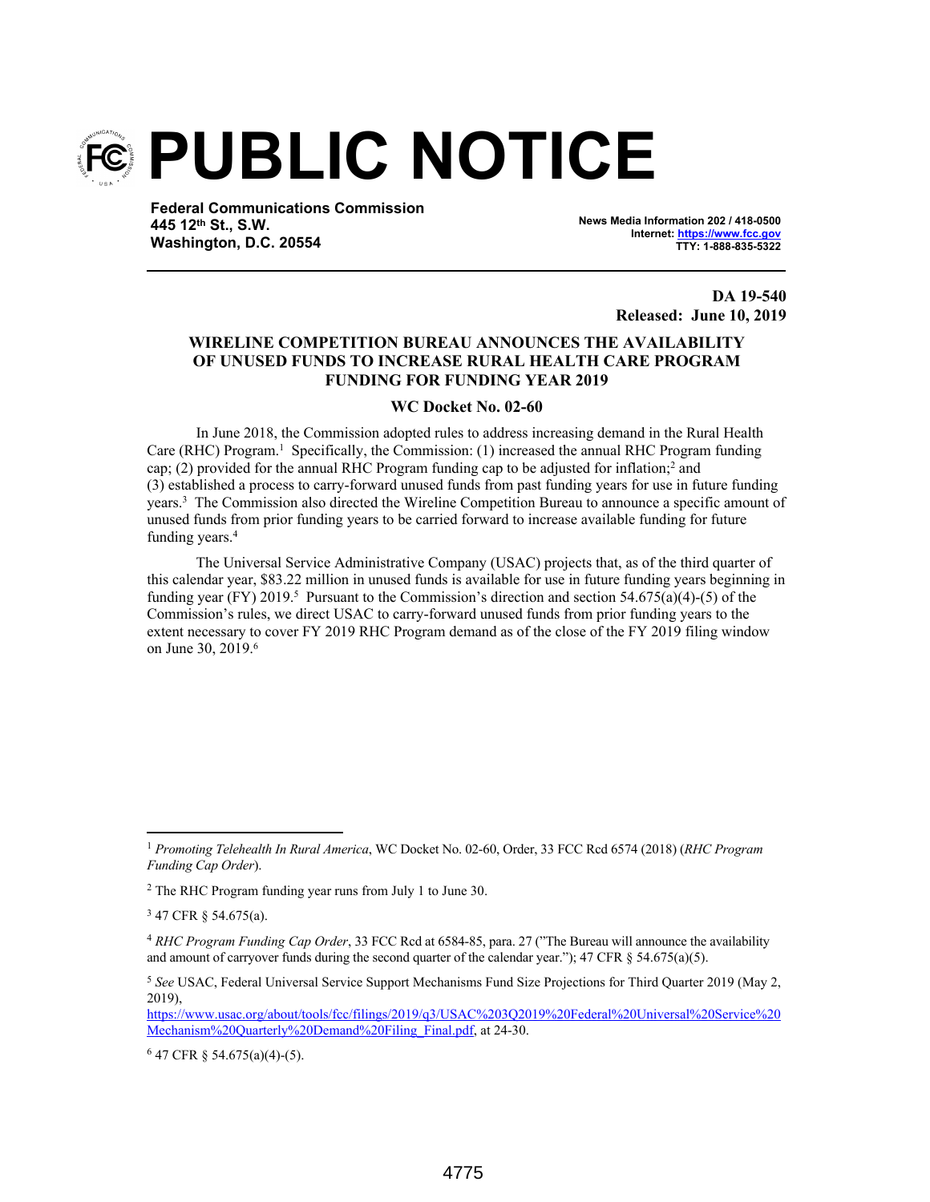# PUBLIC NOTICE

**Federal Communications Commission**
**445 12th St., S.W.**
**Washington, D.C. 20554**

**News Media Information 202 / 418-0500**
**Internet: https://www.fcc.gov**
**TTY: 1-888-835-5322**

**DA 19-540**
**Released: June 10, 2019**

## WIRELINE COMPETITION BUREAU ANNOUNCES THE AVAILABILITY OF UNUSED FUNDS TO INCREASE RURAL HEALTH CARE PROGRAM FUNDING FOR FUNDING YEAR 2019

### WC Docket No. 02-60

In June 2018, the Commission adopted rules to address increasing demand in the Rural Health Care (RHC) Program.[1] Specifically, the Commission: (1) increased the annual RHC Program funding cap; (2) provided for the annual RHC Program funding cap to be adjusted for inflation;[2] and (3) established a process to carry-forward unused funds from past funding years for use in future funding years.[3] The Commission also directed the Wireline Competition Bureau to announce a specific amount of unused funds from prior funding years to be carried forward to increase available funding for future funding years.[4]

The Universal Service Administrative Company (USAC) projects that, as of the third quarter of this calendar year, $83.22 million in unused funds is available for use in future funding years beginning in funding year (FY) 2019.[5] Pursuant to the Commission's direction and section 54.675(a)(4)-(5) of the Commission's rules, we direct USAC to carry-forward unused funds from prior funding years to the extent necessary to cover FY 2019 RHC Program demand as of the close of the FY 2019 filing window on June 30, 2019.[6]

---

[1] *Promoting Telehealth In Rural America*, WC Docket No. 02-60, Order, 33 FCC Rcd 6574 (2018) (*RHC Program Funding Cap Order*).

[2] The RHC Program funding year runs from July 1 to June 30.

[3] 47 CFR § 54.675(a).

[4] *RHC Program Funding Cap Order*, 33 FCC Rcd at 6584-85, para. 27 ("The Bureau will announce the availability and amount of carryover funds during the second quarter of the calendar year."); 47 CFR § 54.675(a)(5).

[5] *See* USAC, Federal Universal Service Support Mechanisms Fund Size Projections for Third Quarter 2019 (May 2, 2019), https://www.usac.org/about/tools/fcc/filings/2019/q3/USAC%203Q2019%20Federal%20Universal%20Service%20Mechanism%20Quarterly%20Demand%20Filing_Final.pdf, at 24-30.

[6] 47 CFR § 54.675(a)(4)-(5).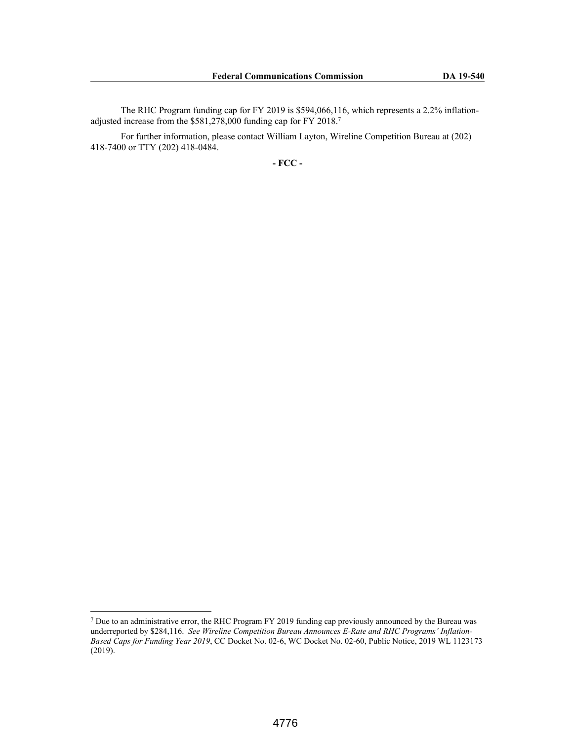The RHC Program funding cap for FY 2019 is $594,066,116, which represents a 2.2% inflation-adjusted increase from the $581,278,000 funding cap for FY 2018.[7]

For further information, please contact William Layton, Wireline Competition Bureau at (202) 418-7400 or TTY (202) 418-0484.

**- FCC -**

---

[7] Due to an administrative error, the RHC Program FY 2019 funding cap previously announced by the Bureau was underreported by $284,116. *See Wireline Competition Bureau Announces E-Rate and RHC Programs' Inflation-Based Caps for Funding Year 2019*, CC Docket No. 02-6, WC Docket No. 02-60, Public Notice, 2019 WL 1123173 (2019).